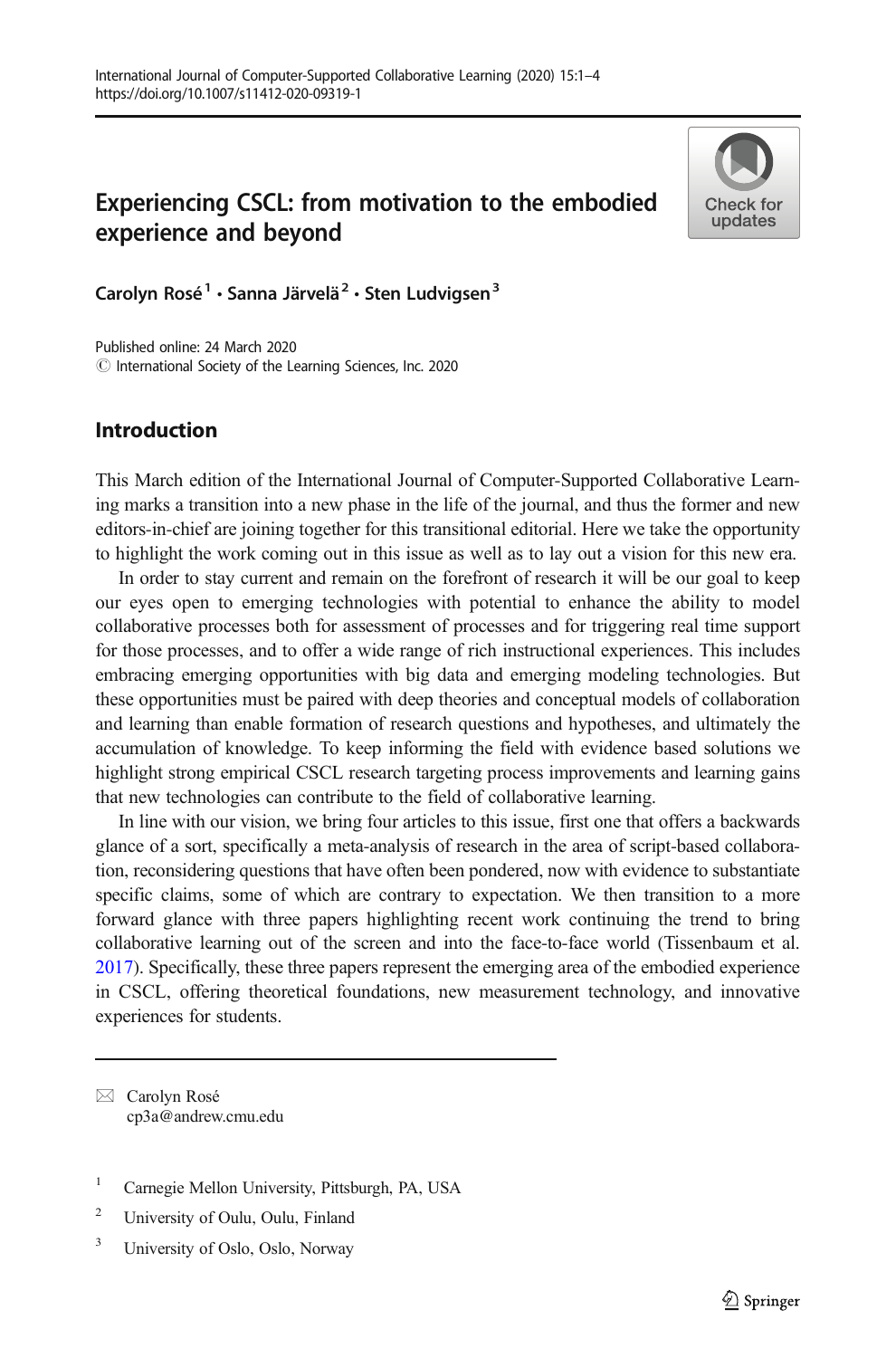# Experiencing CSCL: from motivation to the embodied experience and beyond

Carolyn Rosé[1] · Sanna Järvelä[2] · Sten Ludvigsen[3]

Published online: 24 March 2020
© International Society of the Learning Sciences, Inc. 2020

## Introduction

This March edition of the International Journal of Computer-Supported Collaborative Learning marks a transition into a new phase in the life of the journal, and thus the former and new editors-in-chief are joining together for this transitional editorial. Here we take the opportunity to highlight the work coming out in this issue as well as to lay out a vision for this new era.

In order to stay current and remain on the forefront of research it will be our goal to keep our eyes open to emerging technologies with potential to enhance the ability to model collaborative processes both for assessment of processes and for triggering real time support for those processes, and to offer a wide range of rich instructional experiences. This includes embracing emerging opportunities with big data and emerging modeling technologies. But these opportunities must be paired with deep theories and conceptual models of collaboration and learning than enable formation of research questions and hypotheses, and ultimately the accumulation of knowledge. To keep informing the field with evidence based solutions we highlight strong empirical CSCL research targeting process improvements and learning gains that new technologies can contribute to the field of collaborative learning.

In line with our vision, we bring four articles to this issue, first one that offers a backwards glance of a sort, specifically a meta-analysis of research in the area of script-based collaboration, reconsidering questions that have often been pondered, now with evidence to substantiate specific claims, some of which are contrary to expectation. We then transition to a more forward glance with three papers highlighting recent work continuing the trend to bring collaborative learning out of the screen and into the face-to-face world (Tissenbaum et al. 2017). Specifically, these three papers represent the emerging area of the embodied experience in CSCL, offering theoretical foundations, new measurement technology, and innovative experiences for students.

---

✉ Carolyn Rosé
cp3a@andrew.cmu.edu

1 Carnegie Mellon University, Pittsburgh, PA, USA

2 University of Oulu, Oulu, Finland

3 University of Oslo, Oslo, Norway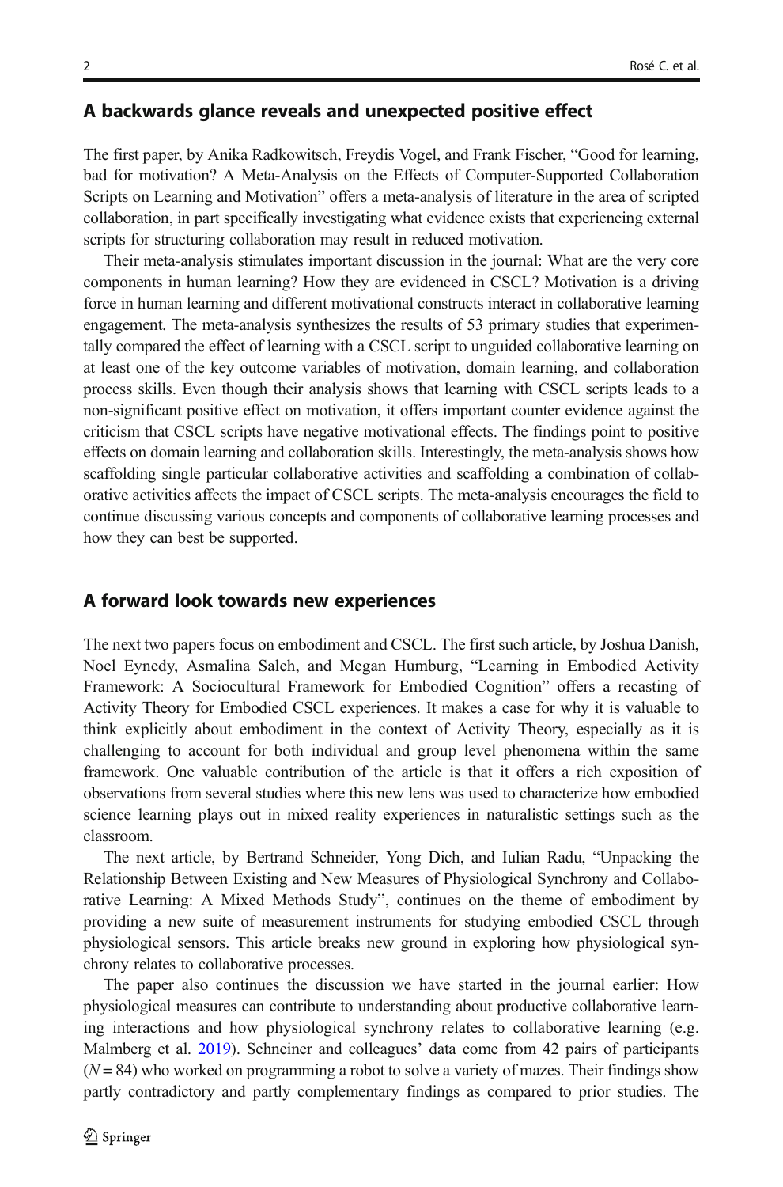## A backwards glance reveals and unexpected positive effect

The first paper, by Anika Radkowitsch, Freydis Vogel, and Frank Fischer, "Good for learning, bad for motivation? A Meta-Analysis on the Effects of Computer-Supported Collaboration Scripts on Learning and Motivation" offers a meta-analysis of literature in the area of scripted collaboration, in part specifically investigating what evidence exists that experiencing external scripts for structuring collaboration may result in reduced motivation.

Their meta-analysis stimulates important discussion in the journal: What are the very core components in human learning? How they are evidenced in CSCL? Motivation is a driving force in human learning and different motivational constructs interact in collaborative learning engagement. The meta-analysis synthesizes the results of 53 primary studies that experimentally compared the effect of learning with a CSCL script to unguided collaborative learning on at least one of the key outcome variables of motivation, domain learning, and collaboration process skills. Even though their analysis shows that learning with CSCL scripts leads to a non-significant positive effect on motivation, it offers important counter evidence against the criticism that CSCL scripts have negative motivational effects. The findings point to positive effects on domain learning and collaboration skills. Interestingly, the meta-analysis shows how scaffolding single particular collaborative activities and scaffolding a combination of collaborative activities affects the impact of CSCL scripts. The meta-analysis encourages the field to continue discussing various concepts and components of collaborative learning processes and how they can best be supported.

## A forward look towards new experiences

The next two papers focus on embodiment and CSCL. The first such article, by Joshua Danish, Noel Eynedy, Asmalina Saleh, and Megan Humburg, "Learning in Embodied Activity Framework: A Sociocultural Framework for Embodied Cognition" offers a recasting of Activity Theory for Embodied CSCL experiences. It makes a case for why it is valuable to think explicitly about embodiment in the context of Activity Theory, especially as it is challenging to account for both individual and group level phenomena within the same framework. One valuable contribution of the article is that it offers a rich exposition of observations from several studies where this new lens was used to characterize how embodied science learning plays out in mixed reality experiences in naturalistic settings such as the classroom.

The next article, by Bertrand Schneider, Yong Dich, and Iulian Radu, "Unpacking the Relationship Between Existing and New Measures of Physiological Synchrony and Collaborative Learning: A Mixed Methods Study", continues on the theme of embodiment by providing a new suite of measurement instruments for studying embodied CSCL through physiological sensors. This article breaks new ground in exploring how physiological synchrony relates to collaborative processes.

The paper also continues the discussion we have started in the journal earlier: How physiological measures can contribute to understanding about productive collaborative learning interactions and how physiological synchrony relates to collaborative learning (e.g. Malmberg et al. 2019). Schneiner and colleagues' data come from 42 pairs of participants ($N = 84$) who worked on programming a robot to solve a variety of mazes. Their findings show partly contradictory and partly complementary findings as compared to prior studies. The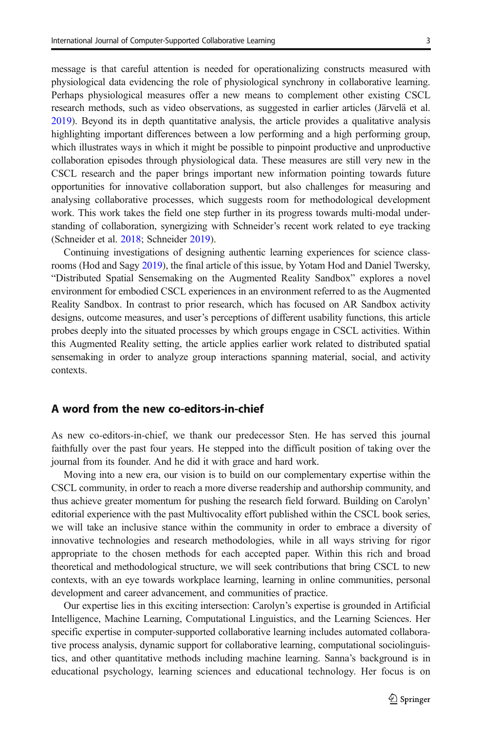message is that careful attention is needed for operationalizing constructs measured with physiological data evidencing the role of physiological synchrony in collaborative learning. Perhaps physiological measures offer a new means to complement other existing CSCL research methods, such as video observations, as suggested in earlier articles (Järvelä et al. 2019). Beyond its in depth quantitative analysis, the article provides a qualitative analysis highlighting important differences between a low performing and a high performing group, which illustrates ways in which it might be possible to pinpoint productive and unproductive collaboration episodes through physiological data. These measures are still very new in the CSCL research and the paper brings important new information pointing towards future opportunities for innovative collaboration support, but also challenges for measuring and analysing collaborative processes, which suggests room for methodological development work. This work takes the field one step further in its progress towards multi-modal understanding of collaboration, synergizing with Schneider's recent work related to eye tracking (Schneider et al. 2018; Schneider 2019).

Continuing investigations of designing authentic learning experiences for science classrooms (Hod and Sagy 2019), the final article of this issue, by Yotam Hod and Daniel Twersky, "Distributed Spatial Sensemaking on the Augmented Reality Sandbox" explores a novel environment for embodied CSCL experiences in an environment referred to as the Augmented Reality Sandbox. In contrast to prior research, which has focused on AR Sandbox activity designs, outcome measures, and user's perceptions of different usability functions, this article probes deeply into the situated processes by which groups engage in CSCL activities. Within this Augmented Reality setting, the article applies earlier work related to distributed spatial sensemaking in order to analyze group interactions spanning material, social, and activity contexts.

## A word from the new co-editors-in-chief

As new co-editors-in-chief, we thank our predecessor Sten. He has served this journal faithfully over the past four years. He stepped into the difficult position of taking over the journal from its founder. And he did it with grace and hard work.

Moving into a new era, our vision is to build on our complementary expertise within the CSCL community, in order to reach a more diverse readership and authorship community, and thus achieve greater momentum for pushing the research field forward. Building on Carolyn' editorial experience with the past Multivocality effort published within the CSCL book series, we will take an inclusive stance within the community in order to embrace a diversity of innovative technologies and research methodologies, while in all ways striving for rigor appropriate to the chosen methods for each accepted paper. Within this rich and broad theoretical and methodological structure, we will seek contributions that bring CSCL to new contexts, with an eye towards workplace learning, learning in online communities, personal development and career advancement, and communities of practice.

Our expertise lies in this exciting intersection: Carolyn's expertise is grounded in Artificial Intelligence, Machine Learning, Computational Linguistics, and the Learning Sciences. Her specific expertise in computer-supported collaborative learning includes automated collaborative process analysis, dynamic support for collaborative learning, computational sociolinguistics, and other quantitative methods including machine learning. Sanna's background is in educational psychology, learning sciences and educational technology. Her focus is on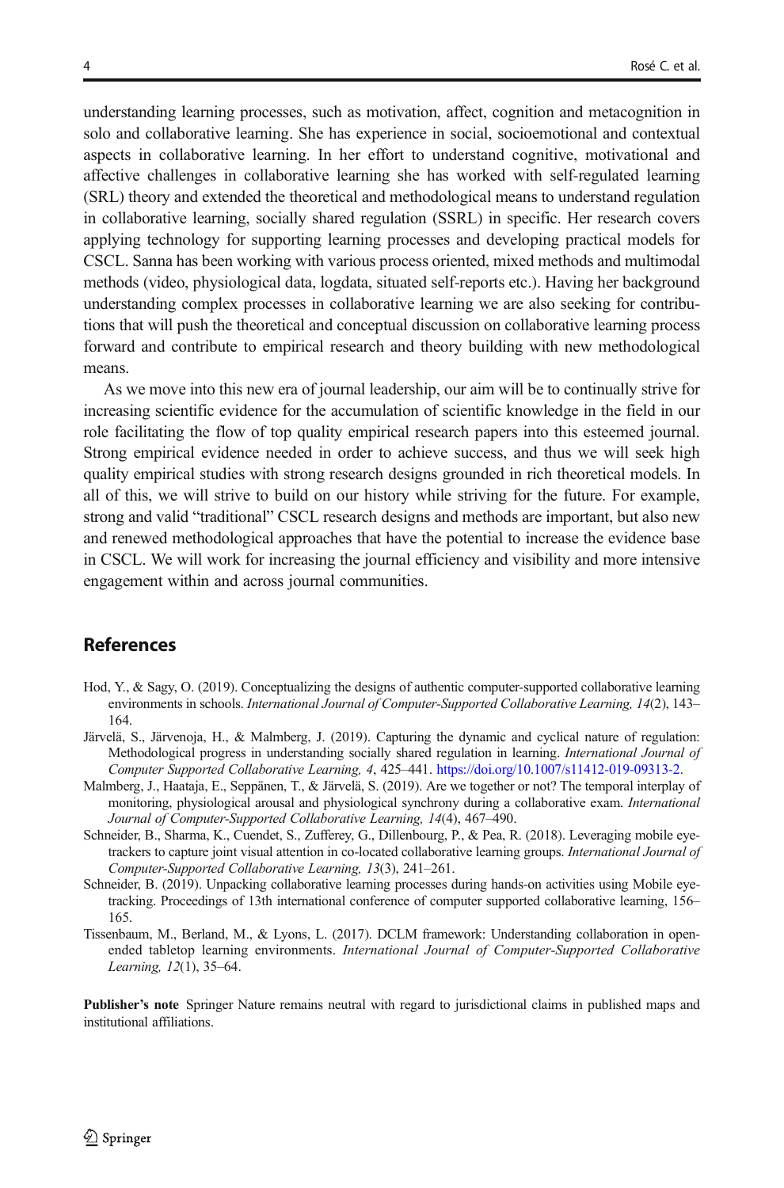understanding learning processes, such as motivation, affect, cognition and metacognition in solo and collaborative learning. She has experience in social, socioemotional and contextual aspects in collaborative learning. In her effort to understand cognitive, motivational and affective challenges in collaborative learning she has worked with self-regulated learning (SRL) theory and extended the theoretical and methodological means to understand regulation in collaborative learning, socially shared regulation (SSRL) in specific. Her research covers applying technology for supporting learning processes and developing practical models for CSCL. Sanna has been working with various process oriented, mixed methods and multimodal methods (video, physiological data, logdata, situated self-reports etc.). Having her background understanding complex processes in collaborative learning we are also seeking for contributions that will push the theoretical and conceptual discussion on collaborative learning process forward and contribute to empirical research and theory building with new methodological means.

As we move into this new era of journal leadership, our aim will be to continually strive for increasing scientific evidence for the accumulation of scientific knowledge in the field in our role facilitating the flow of top quality empirical research papers into this esteemed journal. Strong empirical evidence needed in order to achieve success, and thus we will seek high quality empirical studies with strong research designs grounded in rich theoretical models. In all of this, we will strive to build on our history while striving for the future. For example, strong and valid "traditional" CSCL research designs and methods are important, but also new and renewed methodological approaches that have the potential to increase the evidence base in CSCL. We will work for increasing the journal efficiency and visibility and more intensive engagement within and across journal communities.

## References

Hod, Y., & Sagy, O. (2019). Conceptualizing the designs of authentic computer-supported collaborative learning environments in schools. *International Journal of Computer-Supported Collaborative Learning, 14*(2), 143–164.

Järvelä, S., Järvenoja, H., & Malmberg, J. (2019). Capturing the dynamic and cyclical nature of regulation: Methodological progress in understanding socially shared regulation in learning. *International Journal of Computer Supported Collaborative Learning, 4*, 425–441. https://doi.org/10.1007/s11412-019-09313-2.

Malmberg, J., Haataja, E., Seppänen, T., & Järvelä, S. (2019). Are we together or not? The temporal interplay of monitoring, physiological arousal and physiological synchrony during a collaborative exam. *International Journal of Computer-Supported Collaborative Learning, 14*(4), 467–490.

Schneider, B., Sharma, K., Cuendet, S., Zufferey, G., Dillenbourg, P., & Pea, R. (2018). Leveraging mobile eye-trackers to capture joint visual attention in co-located collaborative learning groups. *International Journal of Computer-Supported Collaborative Learning, 13*(3), 241–261.

Schneider, B. (2019). Unpacking collaborative learning processes during hands-on activities using Mobile eye-tracking. Proceedings of 13th international conference of computer supported collaborative learning, 156–165.

Tissenbaum, M., Berland, M., & Lyons, L. (2017). DCLM framework: Understanding collaboration in open-ended tabletop learning environments. *International Journal of Computer-Supported Collaborative Learning, 12*(1), 35–64.

**Publisher's note** Springer Nature remains neutral with regard to jurisdictional claims in published maps and institutional affiliations.